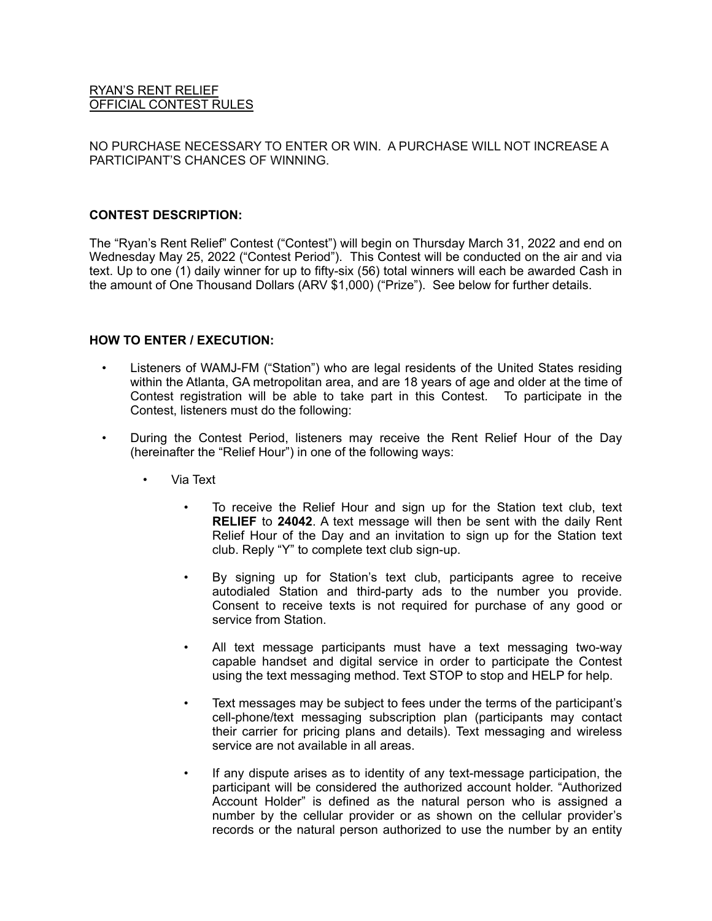RYAN'S RENT RELIEF
OFFICIAL CONTEST RULES

NO PURCHASE NECESSARY TO ENTER OR WIN. A PURCHASE WILL NOT INCREASE A PARTICIPANT'S CHANCES OF WINNING.

**CONTEST DESCRIPTION:**

The "Ryan's Rent Relief" Contest ("Contest") will begin on Thursday March 31, 2022 and end on Wednesday May 25, 2022 ("Contest Period"). This Contest will be conducted on the air and via text. Up to one (1) daily winner for up to fifty-six (56) total winners will each be awarded Cash in the amount of One Thousand Dollars (ARV $1,000) ("Prize"). See below for further details.

**HOW TO ENTER / EXECUTION:**

- Listeners of WAMJ-FM ("Station") who are legal residents of the United States residing within the Atlanta, GA metropolitan area, and are 18 years of age and older at the time of Contest registration will be able to take part in this Contest. To participate in the Contest, listeners must do the following:
- During the Contest Period, listeners may receive the Rent Relief Hour of the Day (hereinafter the "Relief Hour") in one of the following ways:
  - Via Text
    - To receive the Relief Hour and sign up for the Station text club, text **RELIEF** to **24042**. A text message will then be sent with the daily Rent Relief Hour of the Day and an invitation to sign up for the Station text club. Reply "Y" to complete text club sign-up.
    - By signing up for Station's text club, participants agree to receive autodialed Station and third-party ads to the number you provide. Consent to receive texts is not required for purchase of any good or service from Station.
    - All text message participants must have a text messaging two-way capable handset and digital service in order to participate the Contest using the text messaging method. Text STOP to stop and HELP for help.
    - Text messages may be subject to fees under the terms of the participant's cell-phone/text messaging subscription plan (participants may contact their carrier for pricing plans and details). Text messaging and wireless service are not available in all areas.
    - If any dispute arises as to identity of any text-message participation, the participant will be considered the authorized account holder. "Authorized Account Holder" is defined as the natural person who is assigned a number by the cellular provider or as shown on the cellular provider's records or the natural person authorized to use the number by an entity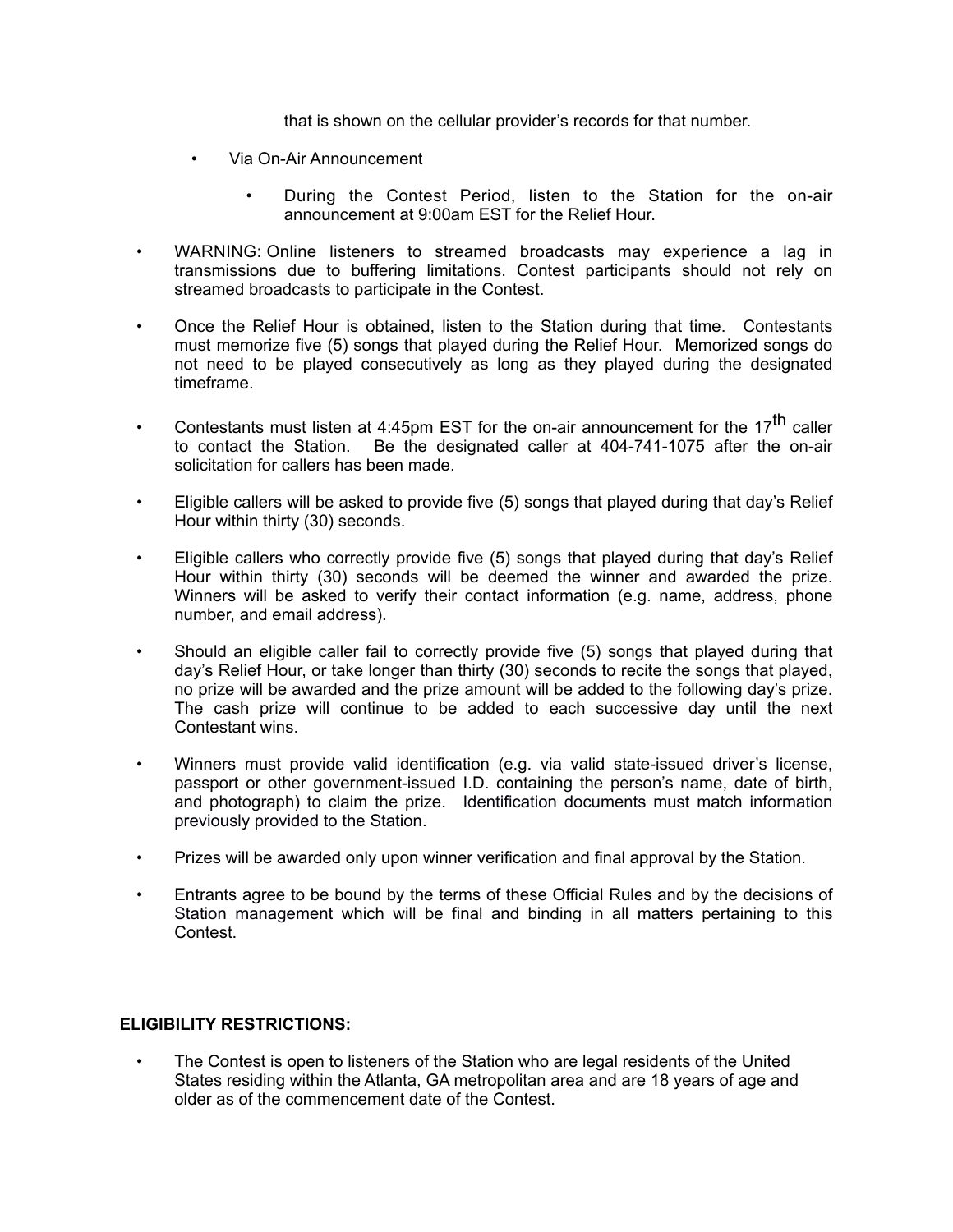that is shown on the cellular provider's records for that number.

- Via On-Air Announcement
  - During the Contest Period, listen to the Station for the on-air announcement at 9:00am EST for the Relief Hour.

- WARNING: Online listeners to streamed broadcasts may experience a lag in transmissions due to buffering limitations. Contest participants should not rely on streamed broadcasts to participate in the Contest.
- Once the Relief Hour is obtained, listen to the Station during that time. Contestants must memorize five (5) songs that played during the Relief Hour. Memorized songs do not need to be played consecutively as long as they played during the designated timeframe.
- Contestants must listen at 4:45pm EST for the on-air announcement for the 17th caller to contact the Station. Be the designated caller at 404-741-1075 after the on-air solicitation for callers has been made.
- Eligible callers will be asked to provide five (5) songs that played during that day's Relief Hour within thirty (30) seconds.
- Eligible callers who correctly provide five (5) songs that played during that day's Relief Hour within thirty (30) seconds will be deemed the winner and awarded the prize. Winners will be asked to verify their contact information (e.g. name, address, phone number, and email address).
- Should an eligible caller fail to correctly provide five (5) songs that played during that day's Relief Hour, or take longer than thirty (30) seconds to recite the songs that played, no prize will be awarded and the prize amount will be added to the following day's prize. The cash prize will continue to be added to each successive day until the next Contestant wins.
- Winners must provide valid identification (e.g. via valid state-issued driver's license, passport or other government-issued I.D. containing the person's name, date of birth, and photograph) to claim the prize. Identification documents must match information previously provided to the Station.
- Prizes will be awarded only upon winner verification and final approval by the Station.
- Entrants agree to be bound by the terms of these Official Rules and by the decisions of Station management which will be final and binding in all matters pertaining to this Contest.

**ELIGIBILITY RESTRICTIONS:**

- The Contest is open to listeners of the Station who are legal residents of the United States residing within the Atlanta, GA metropolitan area and are 18 years of age and older as of the commencement date of the Contest.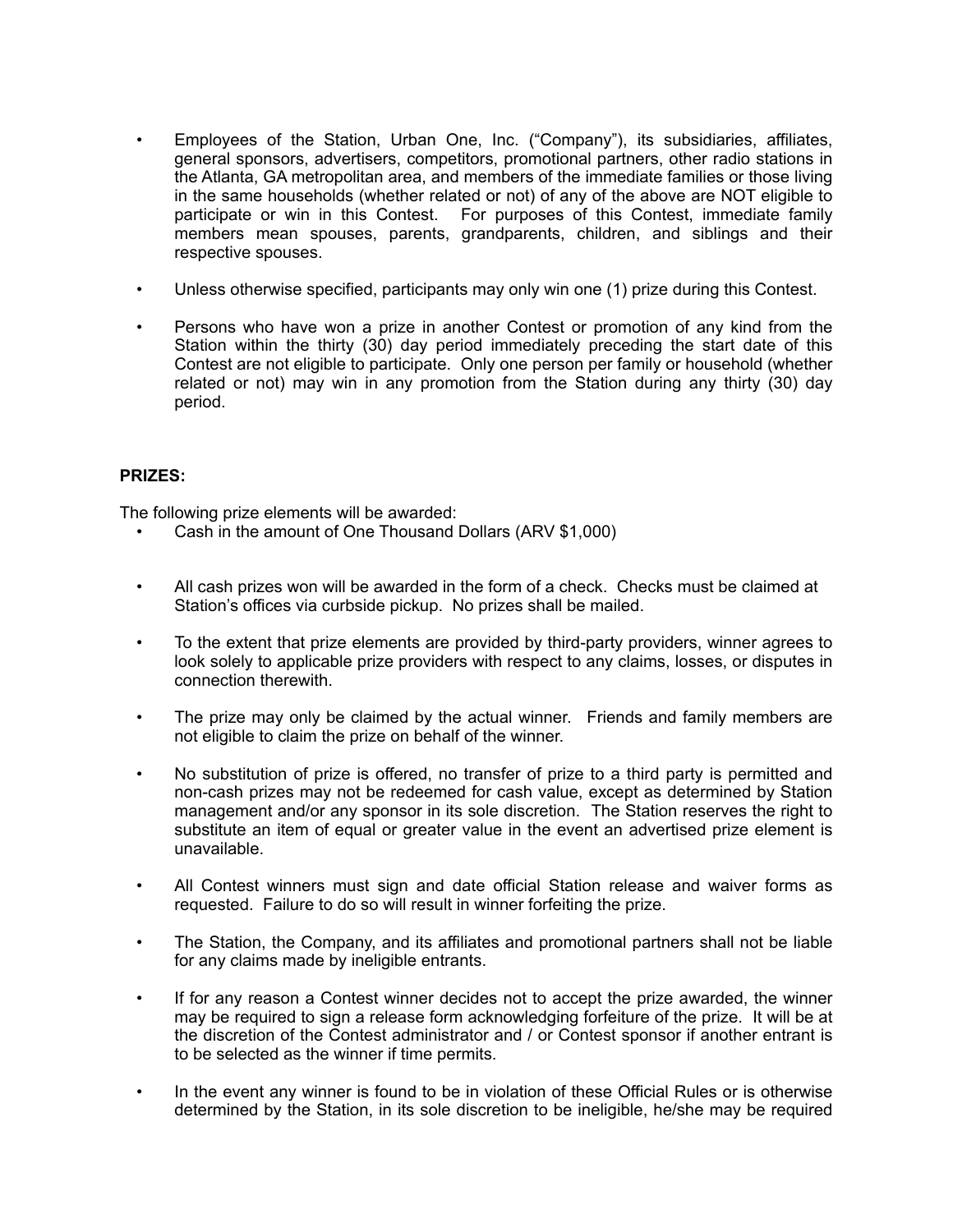- Employees of the Station, Urban One, Inc. ("Company"), its subsidiaries, affiliates, general sponsors, advertisers, competitors, promotional partners, other radio stations in the Atlanta, GA metropolitan area, and members of the immediate families or those living in the same households (whether related or not) of any of the above are NOT eligible to participate or win in this Contest. For purposes of this Contest, immediate family members mean spouses, parents, grandparents, children, and siblings and their respective spouses.
- Unless otherwise specified, participants may only win one (1) prize during this Contest.
- Persons who have won a prize in another Contest or promotion of any kind from the Station within the thirty (30) day period immediately preceding the start date of this Contest are not eligible to participate. Only one person per family or household (whether related or not) may win in any promotion from the Station during any thirty (30) day period.

**PRIZES:**

The following prize elements will be awarded:

- Cash in the amount of One Thousand Dollars (ARV $1,000)

- All cash prizes won will be awarded in the form of a check. Checks must be claimed at Station's offices via curbside pickup. No prizes shall be mailed.
- To the extent that prize elements are provided by third-party providers, winner agrees to look solely to applicable prize providers with respect to any claims, losses, or disputes in connection therewith.
- The prize may only be claimed by the actual winner. Friends and family members are not eligible to claim the prize on behalf of the winner.
- No substitution of prize is offered, no transfer of prize to a third party is permitted and non-cash prizes may not be redeemed for cash value, except as determined by Station management and/or any sponsor in its sole discretion. The Station reserves the right to substitute an item of equal or greater value in the event an advertised prize element is unavailable.
- All Contest winners must sign and date official Station release and waiver forms as requested. Failure to do so will result in winner forfeiting the prize.
- The Station, the Company, and its affiliates and promotional partners shall not be liable for any claims made by ineligible entrants.
- If for any reason a Contest winner decides not to accept the prize awarded, the winner may be required to sign a release form acknowledging forfeiture of the prize. It will be at the discretion of the Contest administrator and / or Contest sponsor if another entrant is to be selected as the winner if time permits.
- In the event any winner is found to be in violation of these Official Rules or is otherwise determined by the Station, in its sole discretion to be ineligible, he/she may be required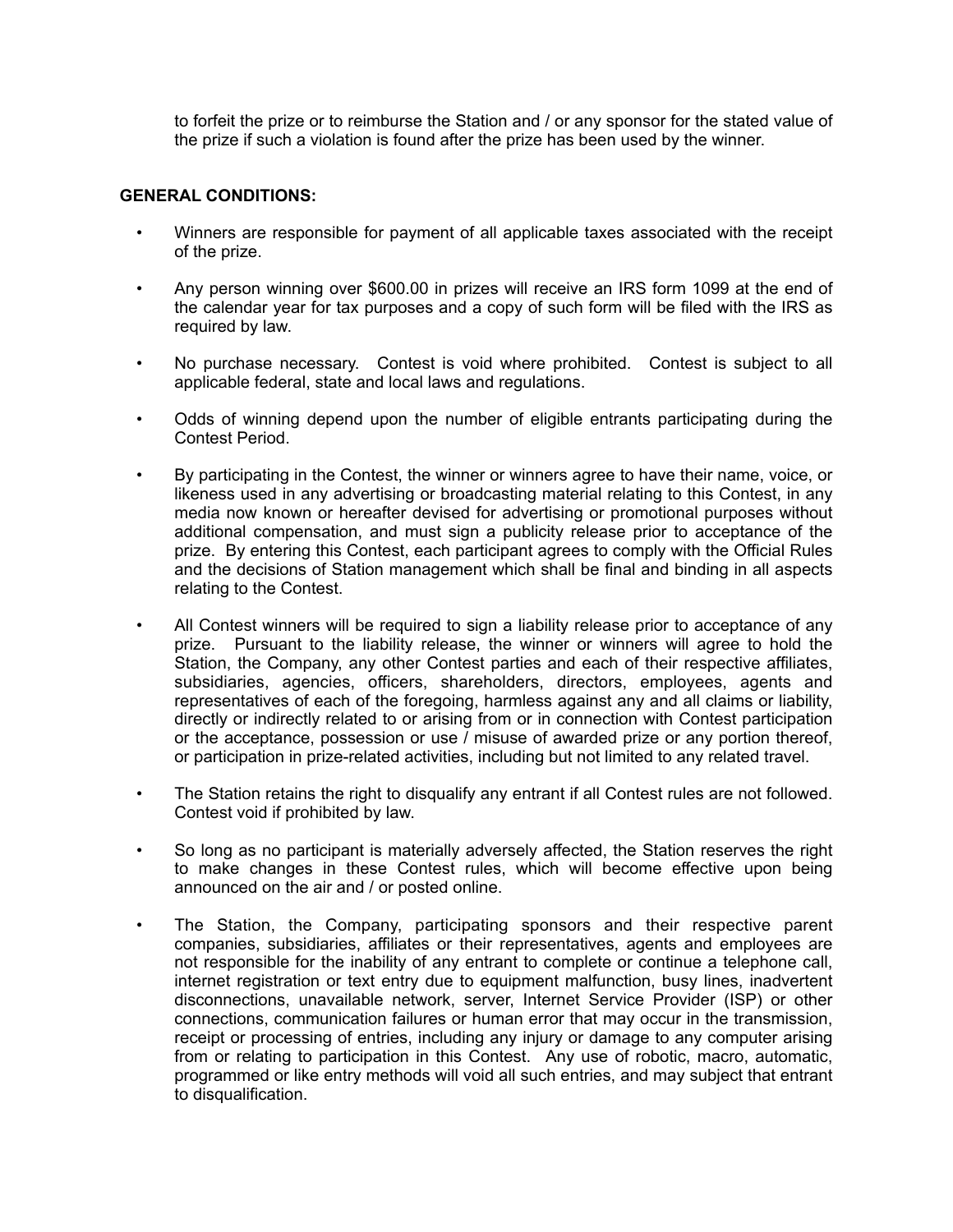to forfeit the prize or to reimburse the Station and / or any sponsor for the stated value of the prize if such a violation is found after the prize has been used by the winner.

**GENERAL CONDITIONS:**

- Winners are responsible for payment of all applicable taxes associated with the receipt of the prize.
- Any person winning over $600.00 in prizes will receive an IRS form 1099 at the end of the calendar year for tax purposes and a copy of such form will be filed with the IRS as required by law.
- No purchase necessary. Contest is void where prohibited. Contest is subject to all applicable federal, state and local laws and regulations.
- Odds of winning depend upon the number of eligible entrants participating during the Contest Period.
- By participating in the Contest, the winner or winners agree to have their name, voice, or likeness used in any advertising or broadcasting material relating to this Contest, in any media now known or hereafter devised for advertising or promotional purposes without additional compensation, and must sign a publicity release prior to acceptance of the prize. By entering this Contest, each participant agrees to comply with the Official Rules and the decisions of Station management which shall be final and binding in all aspects relating to the Contest.
- All Contest winners will be required to sign a liability release prior to acceptance of any prize. Pursuant to the liability release, the winner or winners will agree to hold the Station, the Company, any other Contest parties and each of their respective affiliates, subsidiaries, agencies, officers, shareholders, directors, employees, agents and representatives of each of the foregoing, harmless against any and all claims or liability, directly or indirectly related to or arising from or in connection with Contest participation or the acceptance, possession or use / misuse of awarded prize or any portion thereof, or participation in prize-related activities, including but not limited to any related travel.
- The Station retains the right to disqualify any entrant if all Contest rules are not followed. Contest void if prohibited by law.
- So long as no participant is materially adversely affected, the Station reserves the right to make changes in these Contest rules, which will become effective upon being announced on the air and / or posted online.
- The Station, the Company, participating sponsors and their respective parent companies, subsidiaries, affiliates or their representatives, agents and employees are not responsible for the inability of any entrant to complete or continue a telephone call, internet registration or text entry due to equipment malfunction, busy lines, inadvertent disconnections, unavailable network, server, Internet Service Provider (ISP) or other connections, communication failures or human error that may occur in the transmission, receipt or processing of entries, including any injury or damage to any computer arising from or relating to participation in this Contest. Any use of robotic, macro, automatic, programmed or like entry methods will void all such entries, and may subject that entrant to disqualification.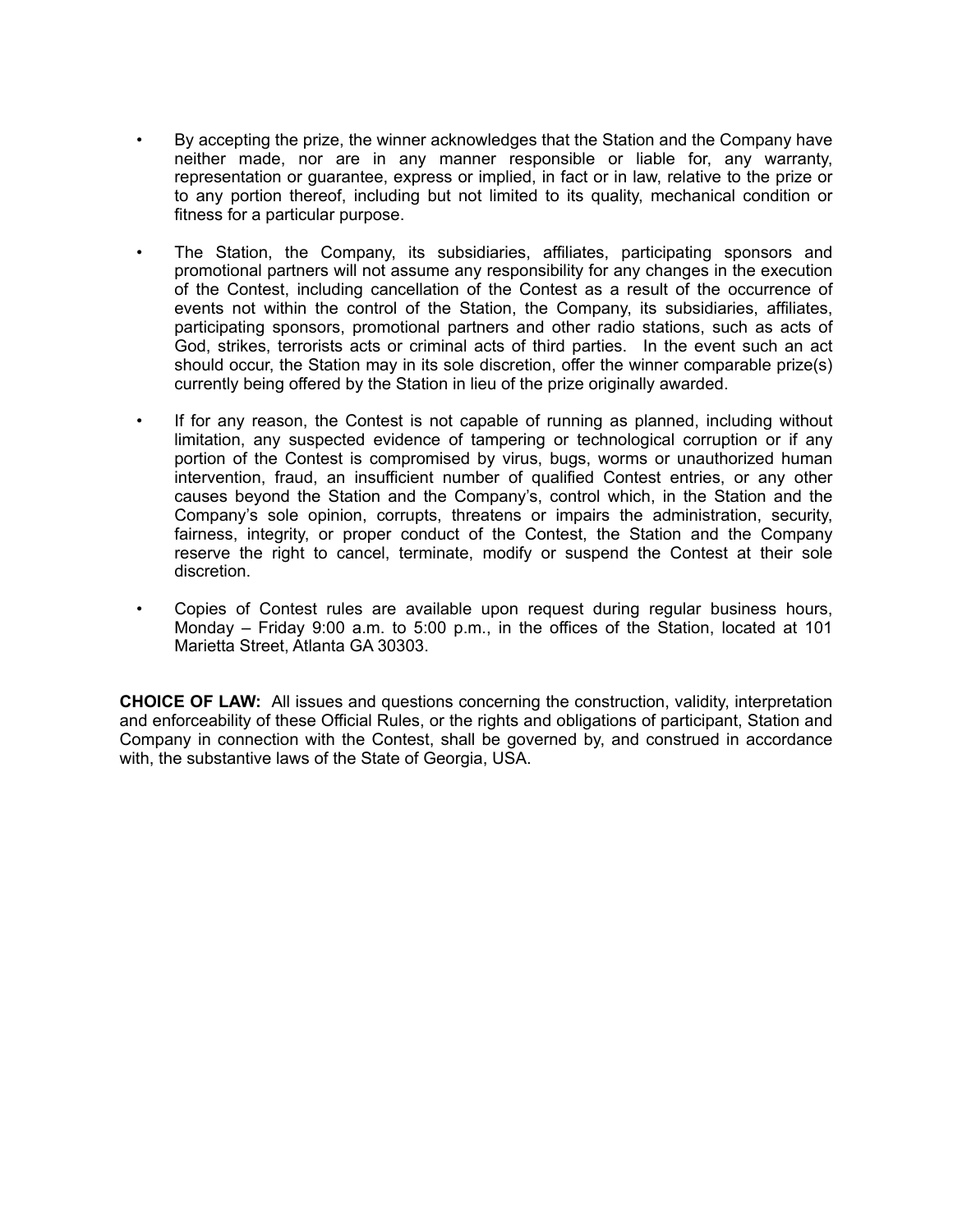- By accepting the prize, the winner acknowledges that the Station and the Company have neither made, nor are in any manner responsible or liable for, any warranty, representation or guarantee, express or implied, in fact or in law, relative to the prize or to any portion thereof, including but not limited to its quality, mechanical condition or fitness for a particular purpose.

- The Station, the Company, its subsidiaries, affiliates, participating sponsors and promotional partners will not assume any responsibility for any changes in the execution of the Contest, including cancellation of the Contest as a result of the occurrence of events not within the control of the Station, the Company, its subsidiaries, affiliates, participating sponsors, promotional partners and other radio stations, such as acts of God, strikes, terrorists acts or criminal acts of third parties. In the event such an act should occur, the Station may in its sole discretion, offer the winner comparable prize(s) currently being offered by the Station in lieu of the prize originally awarded.

- If for any reason, the Contest is not capable of running as planned, including without limitation, any suspected evidence of tampering or technological corruption or if any portion of the Contest is compromised by virus, bugs, worms or unauthorized human intervention, fraud, an insufficient number of qualified Contest entries, or any other causes beyond the Station and the Company's, control which, in the Station and the Company's sole opinion, corrupts, threatens or impairs the administration, security, fairness, integrity, or proper conduct of the Contest, the Station and the Company reserve the right to cancel, terminate, modify or suspend the Contest at their sole discretion.

- Copies of Contest rules are available upon request during regular business hours, Monday – Friday 9:00 a.m. to 5:00 p.m., in the offices of the Station, located at 101 Marietta Street, Atlanta GA 30303.

**CHOICE OF LAW:** All issues and questions concerning the construction, validity, interpretation and enforceability of these Official Rules, or the rights and obligations of participant, Station and Company in connection with the Contest, shall be governed by, and construed in accordance with, the substantive laws of the State of Georgia, USA.